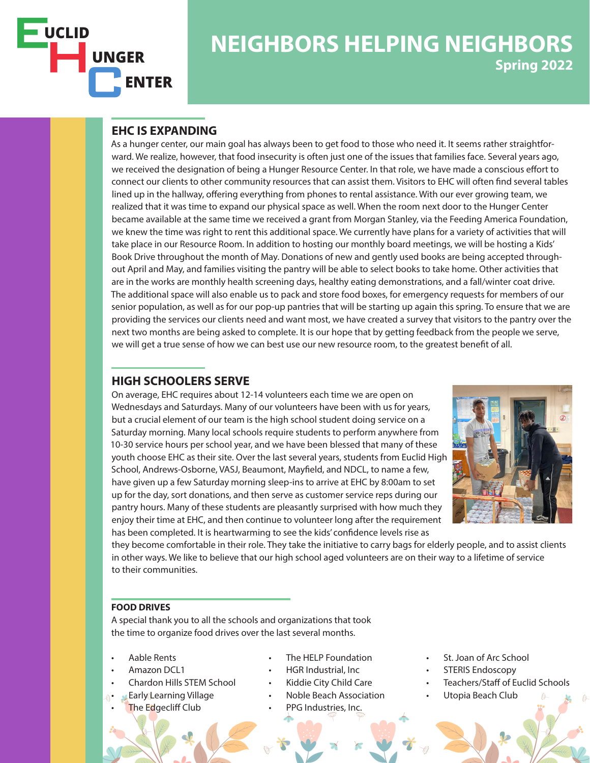Euclid Hunger Center

# NEIGHBORS HELPING NEIGHBORS

**Spring 2022**

## EHC IS EXPANDING

As a hunger center, our main goal has always been to get food to those who need it. It seems rather straightforward. We realize, however, that food insecurity is often just one of the issues that families face. Several years ago, we received the designation of being a Hunger Resource Center. In that role, we have made a conscious effort to connect our clients to other community resources that can assist them. Visitors to EHC will often find several tables lined up in the hallway, offering everything from phones to rental assistance. With our ever growing team, we realized that it was time to expand our physical space as well. When the room next door to the Hunger Center became available at the same time we received a grant from Morgan Stanley, via the Feeding America Foundation, we knew the time was right to rent this additional space. We currently have plans for a variety of activities that will take place in our Resource Room. In addition to hosting our monthly board meetings, we will be hosting a Kids' Book Drive throughout the month of May. Donations of new and gently used books are being accepted throughout April and May, and families visiting the pantry will be able to select books to take home. Other activities that are in the works are monthly health screening days, healthy eating demonstrations, and a fall/winter coat drive. The additional space will also enable us to pack and store food boxes, for emergency requests for members of our senior population, as well as for our pop-up pantries that will be starting up again this spring. To ensure that we are providing the services our clients need and want most, we have created a survey that visitors to the pantry over the next two months are being asked to complete. It is our hope that by getting feedback from the people we serve, we will get a true sense of how we can best use our new resource room, to the greatest benefit of all.

## HIGH SCHOOLERS SERVE

On average, EHC requires about 12-14 volunteers each time we are open on Wednesdays and Saturdays. Many of our volunteers have been with us for years, but a crucial element of our team is the high school student doing service on a Saturday morning. Many local schools require students to perform anywhere from 10-30 service hours per school year, and we have been blessed that many of these youth choose EHC as their site. Over the last several years, students from Euclid High School, Andrews-Osborne, VASJ, Beaumont, Mayfield, and NDCL, to name a few, have given up a few Saturday morning sleep-ins to arrive at EHC by 8:00am to set up for the day, sort donations, and then serve as customer service reps during our pantry hours. Many of these students are pleasantly surprised with how much they enjoy their time at EHC, and then continue to volunteer long after the requirement has been completed. It is heartwarming to see the kids' confidence levels rise as they become comfortable in their role. They take the initiative to carry bags for elderly people, and to assist clients in other ways. We like to believe that our high school aged volunteers are on their way to a lifetime of service to their communities.

### FOOD DRIVES

A special thank you to all the schools and organizations that took the time to organize food drives over the last several months.

- Aable Rents
- Amazon DCL1
- Chardon Hills STEM School
- Early Learning Village
- The Edgecliff Club
- The HELP Foundation
- HGR Industrial, Inc
- Kiddie City Child Care
- Noble Beach Association
- PPG Industries, Inc.
- St. Joan of Arc School
- STERIS Endoscopy
- Teachers/Staff of Euclid Schools
- Utopia Beach Club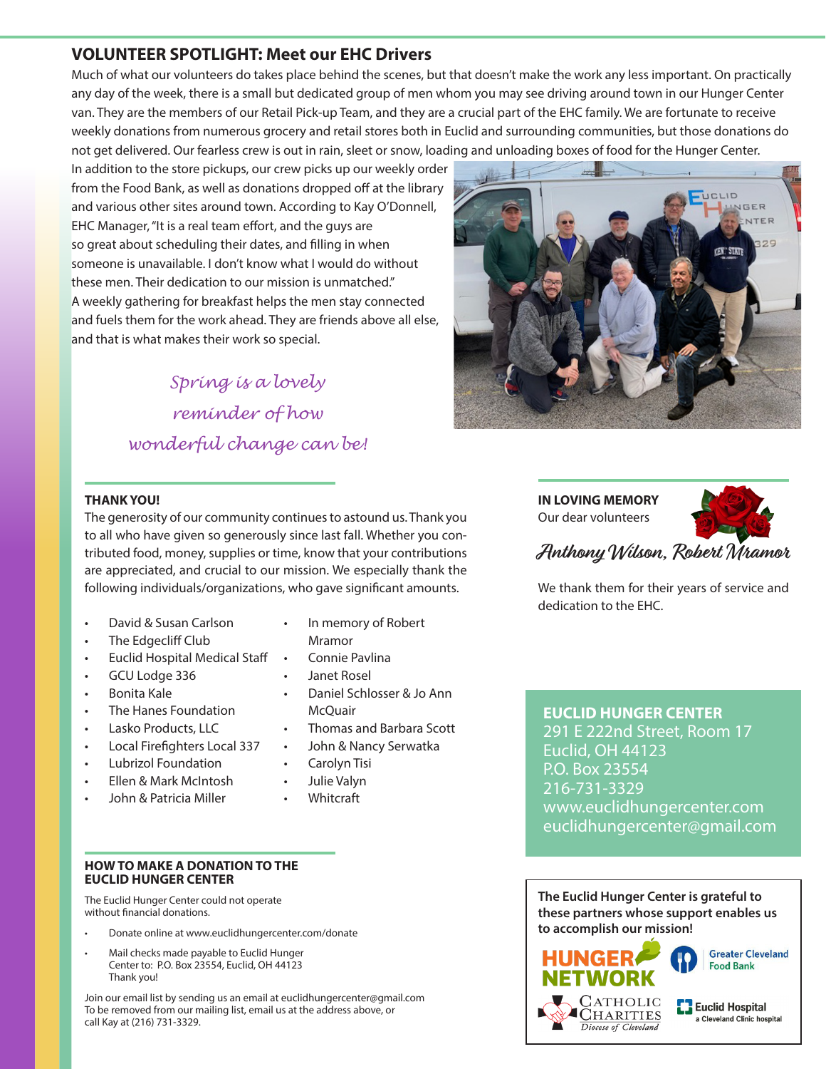## VOLUNTEER SPOTLIGHT: Meet our EHC Drivers

Much of what our volunteers do takes place behind the scenes, but that doesn't make the work any less important. On practically any day of the week, there is a small but dedicated group of men whom you may see driving around town in our Hunger Center van. They are the members of our Retail Pick-up Team, and they are a crucial part of the EHC family. We are fortunate to receive weekly donations from numerous grocery and retail stores both in Euclid and surrounding communities, but those donations do not get delivered. Our fearless crew is out in rain, sleet or snow, loading and unloading boxes of food for the Hunger Center.

In addition to the store pickups, our crew picks up our weekly order from the Food Bank, as well as donations dropped off at the library and various other sites around town. According to Kay O'Donnell, EHC Manager, "It is a real team effort, and the guys are so great about scheduling their dates, and filling in when someone is unavailable. I don't know what I would do without these men. Their dedication to our mission is unmatched."

A weekly gathering for breakfast helps the men stay connected and fuels them for the work ahead. They are friends above all else, and that is what makes their work so special.

*Spring is a lovely reminder of how wonderful change can be!*

### THANK YOU!

The generosity of our community continues to astound us. Thank you to all who have given so generously since last fall. Whether you contributed food, money, supplies or time, know that your contributions are appreciated, and crucial to our mission. We especially thank the following individuals/organizations, who gave significant amounts.

- David & Susan Carlson
- The Edgecliff Club
- Euclid Hospital Medical Staff
- GCU Lodge 336
- Bonita Kale
- The Hanes Foundation
- Lasko Products, LLC
- Local Firefighters Local 337
- Lubrizol Foundation
- Ellen & Mark McIntosh
- John & Patricia Miller
- In memory of Robert Mramor
- Connie Pavlina
- Janet Rosel
- Daniel Schlosser & Jo Ann McQuair
- Thomas and Barbara Scott
- John & Nancy Serwatka
- Carolyn Tisi
- Julie Valyn
- Whitcraft

### HOW TO MAKE A DONATION TO THE EUCLID HUNGER CENTER

The Euclid Hunger Center could not operate without financial donations.

- Donate online at www.euclidhungercenter.com/donate
- Mail checks made payable to Euclid Hunger Center to: P.O. Box 23554, Euclid, OH 44123
  Thank you!

Join our email list by sending us an email at euclidhungercenter@gmail.com
To be removed from our mailing list, email us at the address above, or call Kay at (216) 731-3329.

### IN LOVING MEMORY

Our dear volunteers

*Anthony Wilson, Robert Mramor*

We thank them for their years of service and dedication to the EHC.

**EUCLID HUNGER CENTER**
291 E 222nd Street, Room 17
Euclid, OH 44123
P.O. Box 23554
216-731-3329
www.euclidhungercenter.com
euclidhungercenter@gmail.com

**The Euclid Hunger Center is grateful to these partners whose support enables us to accomplish our mission!**

Hunger Network
Greater Cleveland Food Bank
Catholic Charities Diocese of Cleveland
Euclid Hospital a Cleveland Clinic hospital